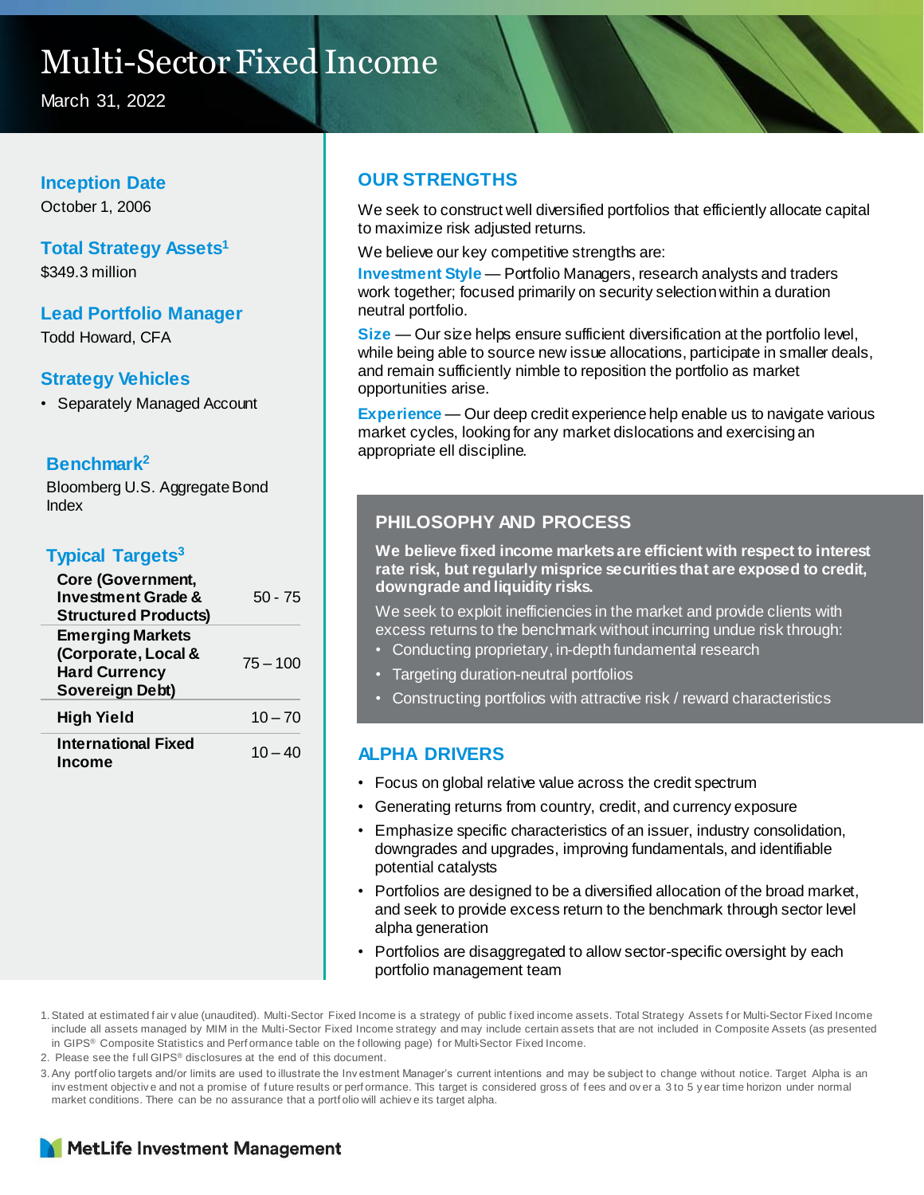# Multi-Sector Fixed Income

March 31, 2022

### Inception Date

October 1, 2006

### Total Strategy Assets[1]

$349.3 million

### Lead Portfolio Manager

Todd Howard, CFA

### Strategy Vehicles

- Separately Managed Account

### Benchmark[2]

Bloomberg U.S. Aggregate Bond Index

### Typical Targets[3]

| | |
|---|---|
| **Core (Government, Investment Grade & Structured Products)** | 50 - 75 |
| **Emerging Markets (Corporate, Local & Hard Currency Sovereign Debt)** | 75 – 100 |
| **High Yield** | 10 – 70 |
| **International Fixed Income** | 10 – 40 |

## OUR STRENGTHS

We seek to construct well diversified portfolios that efficiently allocate capital to maximize risk adjusted returns.

We believe our key competitive strengths are:

**Investment Style** — Portfolio Managers, research analysts and traders work together; focused primarily on security selection within a duration neutral portfolio.

**Size** — Our size helps ensure sufficient diversification at the portfolio level, while being able to source new issue allocations, participate in smaller deals, and remain sufficiently nimble to reposition the portfolio as market opportunities arise.

**Experience** — Our deep credit experience help enable us to navigate various market cycles, looking for any market dislocations and exercising an appropriate ell discipline.

## PHILOSOPHY AND PROCESS

**We believe fixed income markets are efficient with respect to interest rate risk, but regularly misprice securities that are exposed to credit, downgrade and liquidity risks.**

We seek to exploit inefficiencies in the market and provide clients with excess returns to the benchmark without incurring undue risk through:

- Conducting proprietary, in-depth fundamental research
- Targeting duration-neutral portfolios
- Constructing portfolios with attractive risk / reward characteristics

## ALPHA DRIVERS

- Focus on global relative value across the credit spectrum
- Generating returns from country, credit, and currency exposure
- Emphasize specific characteristics of an issuer, industry consolidation, downgrades and upgrades, improving fundamentals, and identifiable potential catalysts
- Portfolios are designed to be a diversified allocation of the broad market, and seek to provide excess return to the benchmark through sector level alpha generation
- Portfolios are disaggregated to allow sector-specific oversight by each portfolio management team

1. Stated at estimated fair value (unaudited). Multi-Sector Fixed Income is a strategy of public fixed income assets. Total Strategy Assets for Multi-Sector Fixed Income include all assets managed by MIM in the Multi-Sector Fixed Income strategy and may include certain assets that are not included in Composite Assets (as presented in GIPS® Composite Statistics and Performance table on the following page) for Multi-Sector Fixed Income.
2. Please see the full GIPS® disclosures at the end of this document.
3. Any portfolio targets and/or limits are used to illustrate the Investment Manager's current intentions and may be subject to change without notice. Target Alpha is an investment objective and not a promise of future results or performance. This target is considered gross of fees and over a 3 to 5 year time horizon under normal market conditions. There can be no assurance that a portfolio will achieve its target alpha.

MetLife Investment Management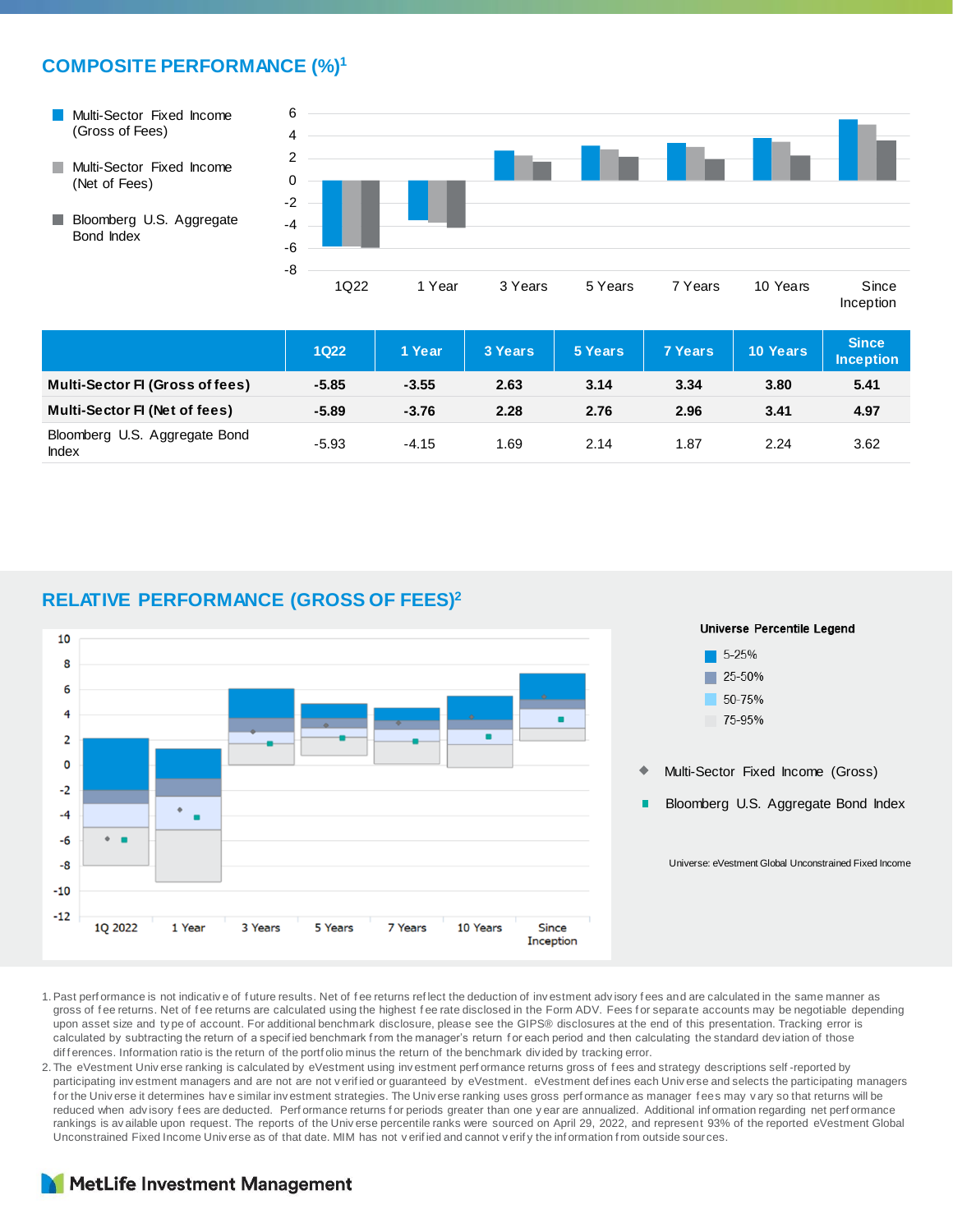## COMPOSITE PERFORMANCE (%)[1]

|  | 1Q22 | 1 Year | 3 Years | 5 Years | 7 Years | 10 Years | Since Inception |
|---|---|---|---|---|---|---|---|
| **Multi-Sector FI (Gross of fees)** | **-5.85** | **-3.55** | **2.63** | **3.14** | **3.34** | **3.80** | **5.41** |
| **Multi-Sector FI (Net of fees)** | **-5.89** | **-3.76** | **2.28** | **2.76** | **2.96** | **3.41** | **4.97** |
| Bloomberg U.S. Aggregate Bond Index | -5.93 | -4.15 | 1.69 | 2.14 | 1.87 | 2.24 | 3.62 |

## RELATIVE PERFORMANCE (GROSS OF FEES)[2]

Universe Percentile Legend

- 5-25%
- 25-50%
- 50-75%
- 75-95%

◆ Multi-Sector Fixed Income (Gross)

■ Bloomberg U.S. Aggregate Bond Index

Universe: eVestment Global Unconstrained Fixed Income

1. Past performance is not indicative of future results. Net of fee returns reflect the deduction of investment advisory fees and are calculated in the same manner as gross of fee returns. Net of fee returns are calculated using the highest fee rate disclosed in the Form ADV. Fees for separate accounts may be negotiable depending upon asset size and type of account. For additional benchmark disclosure, please see the GIPS® disclosures at the end of this presentation. Tracking error is calculated by subtracting the return of a specified benchmark from the manager's return for each period and then calculating the standard deviation of those differences. Information ratio is the return of the portfolio minus the return of the benchmark divided by tracking error.
2. The eVestment Universe ranking is calculated by eVestment using investment performance returns gross of fees and strategy descriptions self-reported by participating investment managers and are not verified or guaranteed by eVestment. eVestment defines each Universe and selects the participating managers for the Universe it determines have similar investment strategies. The Universe ranking uses gross performance as manager fees may vary so that returns will be reduced when advisory fees are deducted. Performance returns for periods greater than one year are annualized. Additional information regarding net performance rankings is available upon request. The reports of the Universe percentile ranks were sourced on April 29, 2022, and represent 93% of the reported eVestment Global Unconstrained Fixed Income Universe as of that date. MIM has not verified and cannot verify the information from outside sources.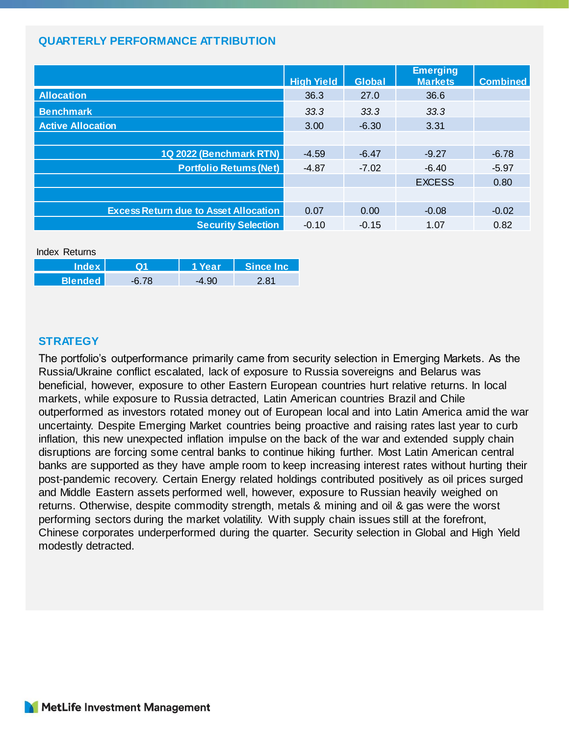## QUARTERLY PERFORMANCE ATTRIBUTION

| | High Yield | Global | Emerging Markets | Combined |
|---|---|---|---|---|
| **Allocation** | 36.3 | 27.0 | 36.6 | |
| **Benchmark** | *33.3* | *33.3* | *33.3* | |
| **Active Allocation** | 3.00 | -6.30 | 3.31 | |
| | | | | |
| **1Q 2022 (Benchmark RTN)** | -4.59 | -6.47 | -9.27 | -6.78 |
| **Portfolio Returns (Net)** | -4.87 | -7.02 | -6.40 | -5.97 |
| | | | EXCESS | 0.80 |
| | | | | |
| **Excess Return due to Asset Allocation** | 0.07 | 0.00 | -0.08 | -0.02 |
| **Security Selection** | -0.10 | -0.15 | 1.07 | 0.82 |

Index Returns

| Index | Q1 | 1 Year | Since Inc |
|---|---|---|---|
| **Blended** | -6.78 | -4.90 | 2.81 |

## STRATEGY

The portfolio's outperformance primarily came from security selection in Emerging Markets. As the Russia/Ukraine conflict escalated, lack of exposure to Russia sovereigns and Belarus was beneficial, however, exposure to other Eastern European countries hurt relative returns. In local markets, while exposure to Russia detracted, Latin American countries Brazil and Chile outperformed as investors rotated money out of European local and into Latin America amid the war uncertainty. Despite Emerging Market countries being proactive and raising rates last year to curb inflation, this new unexpected inflation impulse on the back of the war and extended supply chain disruptions are forcing some central banks to continue hiking further. Most Latin American central banks are supported as they have ample room to keep increasing interest rates without hurting their post-pandemic recovery. Certain Energy related holdings contributed positively as oil prices surged and Middle Eastern assets performed well, however, exposure to Russian heavily weighed on returns. Otherwise, despite commodity strength, metals & mining and oil & gas were the worst performing sectors during the market volatility. With supply chain issues still at the forefront, Chinese corporates underperformed during the quarter. Security selection in Global and High Yield modestly detracted.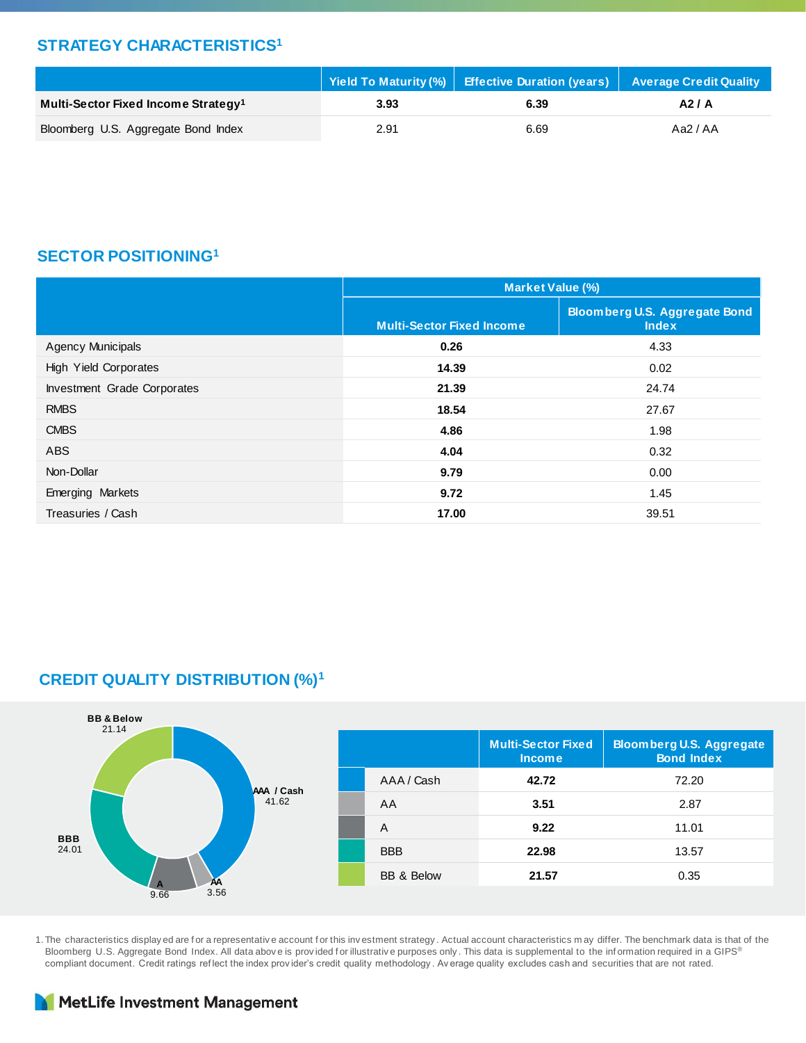## STRATEGY CHARACTERISTICS[1]

| | Yield To Maturity (%) | Effective Duration (years) | Average Credit Quality |
|---|---|---|---|
| **Multi-Sector Fixed Income Strategy[1]** | **3.93** | **6.39** | **A2 / A** |
| Bloomberg U.S. Aggregate Bond Index | 2.91 | 6.69 | Aa2 / AA |

## SECTOR POSITIONING[1]

| | Market Value (%) | |
|---|---|---|
| | Multi-Sector Fixed Income | Bloomberg U.S. Aggregate Bond Index |
| Agency Municipals | **0.26** | 4.33 |
| High Yield Corporates | **14.39** | 0.02 |
| Investment Grade Corporates | **21.39** | 24.74 |
| RMBS | **18.54** | 27.67 |
| CMBS | **4.86** | 1.98 |
| ABS | **4.04** | 0.32 |
| Non-Dollar | **9.79** | 0.00 |
| Emerging Markets | **9.72** | 1.45 |
| Treasuries / Cash | **17.00** | 39.51 |

## CREDIT QUALITY DISTRIBUTION (%)[1]

BB & Below 21.14

AAA / Cash 41.62

BBB 24.01

A 9.66

AA 3.56

| | Multi-Sector Fixed Income | Bloomberg U.S. Aggregate Bond Index |
|---|---|---|
| AAA / Cash | **42.72** | 72.20 |
| AA | **3.51** | 2.87 |
| A | **9.22** | 11.01 |
| BBB | **22.98** | 13.57 |
| BB & Below | **21.57** | 0.35 |

1. The characteristics displayed are for a representative account for this investment strategy. Actual account characteristics may differ. The benchmark data is that of the Bloomberg U.S. Aggregate Bond Index. All data above is provided for illustrative purposes only. This data is supplemental to the information required in a GIPS® compliant document. Credit ratings reflect the index provider's credit quality methodology. Average quality excludes cash and securities that are not rated.

MetLife Investment Management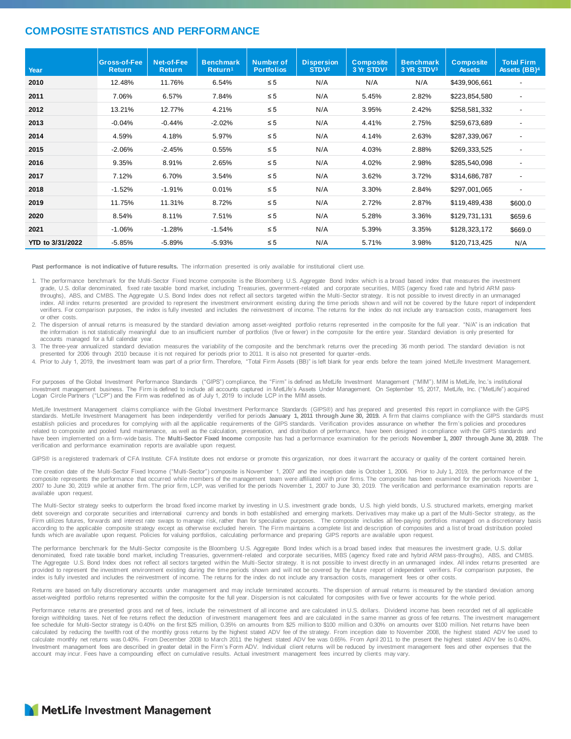## COMPOSITE STATISTICS AND PERFORMANCE

| Year | Gross-of-Fee Return | Net-of-Fee Return | Benchmark Return[1] | Number of Portfolios | Dispersion STDV[2] | Composite 3 Yr STDV[3] | Benchmark 3 YR STDV[3] | Composite Assets | Total Firm Assets (BB)[4] |
|---|---|---|---|---|---|---|---|---|---|
| **2010** | 12.48% | 11.76% | 6.54% | ≤ 5 | N/A | N/A | N/A | $439,906,661 | - |
| **2011** | 7.06% | 6.57% | 7.84% | ≤ 5 | N/A | 5.45% | 2.82% | $223,854,580 | - |
| **2012** | 13.21% | 12.77% | 4.21% | ≤ 5 | N/A | 3.95% | 2.42% | $258,581,332 | - |
| **2013** | -0.04% | -0.44% | -2.02% | ≤ 5 | N/A | 4.41% | 2.75% | $259,673,689 | - |
| **2014** | 4.59% | 4.18% | 5.97% | ≤ 5 | N/A | 4.14% | 2.63% | $287,339,067 | - |
| **2015** | -2.06% | -2.45% | 0.55% | ≤ 5 | N/A | 4.03% | 2.88% | $269,333,525 | - |
| **2016** | 9.35% | 8.91% | 2.65% | ≤ 5 | N/A | 4.02% | 2.98% | $285,540,098 | - |
| **2017** | 7.12% | 6.70% | 3.54% | ≤ 5 | N/A | 3.62% | 3.72% | $314,686,787 | - |
| **2018** | -1.52% | -1.91% | 0.01% | ≤ 5 | N/A | 3.30% | 2.84% | $297,001,065 | - |
| **2019** | 11.75% | 11.31% | 8.72% | ≤ 5 | N/A | 2.72% | 2.87% | $119,489,438 | $600.0 |
| **2020** | 8.54% | 8.11% | 7.51% | ≤ 5 | N/A | 5.28% | 3.36% | $129,731,131 | $659.6 |
| **2021** | -1.06% | -1.28% | -1.54% | ≤ 5 | N/A | 5.39% | 3.35% | $128,323,172 | $669.0 |
| **YTD to 3/31/2022** | -5.85% | -5.89% | -5.93% | ≤ 5 | N/A | 5.71% | 3.98% | $120,713,425 | N/A |

**Past performance is not indicative of future results.** The information presented is only available for institutional client use.

1. The performance benchmark for the Multi-Sector Fixed Income composite is the Bloomberg U.S. Aggregate Bond Index which is a broad based index that measures the investment grade, U.S. dollar denominated, fixed rate taxable bond market, including Treasuries, government-related and corporate securities, MBS (agency fixed rate and hybrid ARM pass-throughs), ABS, and CMBS. The Aggregate U.S. Bond Index does not reflect all sectors targeted within the Multi-Sector strategy. It is not possible to invest directly in an unmanaged index. All index returns presented are provided to represent the investment environment existing during the time periods shown and will not be covered by the future report of independent verifiers. For comparison purposes, the index is fully invested and includes the reinvestment of income. The returns for the index do not include any transaction costs, management fees or other costs.
2. The dispersion of annual returns is measured by the standard deviation among asset-weighted portfolio returns represented in the composite for the full year. "N/A" is an indication that the information is not statistically meaningful due to an insufficient number of portfolios (five or fewer) in the composite for the entire year. Standard deviation is only presented for accounts managed for a full calendar year.
3. The three-year annualized standard deviation measures the variability of the composite and the benchmark returns over the preceding 36 month period. The standard deviation is not presented for 2006 through 2010 because it is not required for periods prior to 2011. It is also not presented for quarter-ends.
4. Prior to July 1, 2019, the investment team was part of a prior firm. Therefore, "Total Firm Assets (BB)" is left blank for year ends before the team joined MetLife Investment Management.

For purposes of the Global Investment Performance Standards ("GIPS") compliance, the "Firm" is defined as MetLife Investment Management ("MIM"). MIM is MetLife, Inc.'s institutional investment management business. The Firm is defined to include all accounts captured in MetLife's Assets Under Management. On September 15, 2017, MetLife, Inc. ("MetLife") acquired Logan Circle Partners ("LCP") and the Firm was redefined as of July 1, 2019 to include LCP in the MIM assets.

MetLife Investment Management claims compliance with the Global Investment Performance Standards (GIPS®) and has prepared and presented this report in compliance with the GIPS standards. MetLife Investment Management has been independently verified for periods **January 1, 2011 through June 30, 2019.** A firm that claims compliance with the GIPS standards must establish policies and procedures for complying with all the applicable requirements of the GIPS standards. Verification provides assurance on whether the firm's policies and procedures related to composite and pooled fund maintenance, as well as the calculation, presentation, and distribution of performance, have been designed in compliance with the GIPS standards and have been implemented on a firm-wide basis. The **Multi-Sector Fixed Income** composite has had a performance examination for the periods **November 1, 2007 through June 30, 2019**. The verification and performance examination reports are available upon request.

GIPS® is a registered trademark of CFA Institute. CFA Institute does not endorse or promote this organization, nor does it warrant the accuracy or quality of the content contained herein.

The creation date of the Multi-Sector Fixed Income ("Multi-Sector") composite is November 1, 2007 and the inception date is October 1, 2006. Prior to July 1, 2019, the performance of the composite represents the performance that occurred while members of the management team were affiliated with prior firms. The composite has been examined for the periods November 1, 2007 to June 30, 2019 while at another firm. The prior firm, LCP, was verified for the periods November 1, 2007 to June 30, 2019. The verification and performance examination reports are available upon request.

The Multi-Sector strategy seeks to outperform the broad fixed income market by investing in U.S. investment grade bonds, U.S. high yield bonds, U.S. structured markets, emerging market debt sovereign and corporate securities and international currency and bonds in both established and emerging markets. Derivatives may make up a part of the Multi-Sector strategy, as the Firm utilizes futures, forwards and interest rate swaps to manage risk, rather than for speculative purposes. The composite includes all fee-paying portfolios managed on a discretionary basis according to the applicable composite strategy except as otherwise excluded herein. The Firm maintains a complete list and description of composites and a list of broad distribution pooled funds which are available upon request. Policies for valuing portfolios, calculating performance and preparing GIPS reports are available upon request.

The performance benchmark for the Multi-Sector composite is the Bloomberg U.S. Aggregate Bond Index which is a broad based index that measures the investment grade, U.S. dollar denominated, fixed rate taxable bond market, including Treasuries, government-related and corporate securities, MBS (agency fixed rate and hybrid ARM pass-throughs), ABS, and CMBS. The Aggregate U.S. Bond Index does not reflect all sectors targeted within the Multi-Sector strategy. It is not possible to invest directly in an unmanaged index. All index returns presented are provided to represent the investment environment existing during the time periods shown and will not be covered by the future report of independent verifiers. For comparison purposes, the index is fully invested and includes the reinvestment of income. The returns for the index do not include any transaction costs, management fees or other costs.

Returns are based on fully discretionary accounts under management and may include terminated accounts. The dispersion of annual returns is measured by the standard deviation among asset-weighted portfolio returns represented within the composite for the full year. Dispersion is not calculated for composites with five or fewer accounts for the whole period.

Performance returns are presented gross and net of fees, include the reinvestment of all income and are calculated in U.S. dollars. Dividend income has been recorded net of all applicable foreign withholding taxes. Net of fee returns reflect the deduction of investment management fees and are calculated in the same manner as gross of fee returns. The investment management fee schedule for Multi-Sector strategy is 0.40% on the first $25 million, 0.35% on amounts from $25 million to $100 million and 0.30% on amounts over $100 million. Net returns have been calculated by reducing the twelfth root of the monthly gross returns by the highest stated ADV fee of the strategy. From inception date to November 2008, the highest stated ADV fee used to calculate monthly net returns was 0.40%. From December 2008 to March 2011 the highest stated ADV fee was 0.65%. From April 2011 to the present the highest stated ADV fee is 0.40%. Investment management fees are described in greater detail in the Firm's Form ADV. Individual client returns will be reduced by investment management fees and other expenses that the account may incur. Fees have a compounding effect on cumulative results. Actual investment management fees incurred by clients may vary.

MetLife Investment Management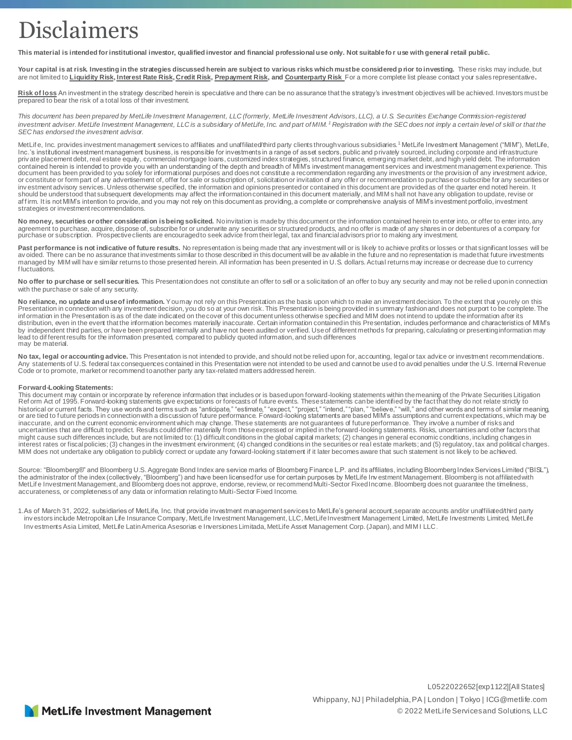# Disclaimers

**This material is intended for institutional investor, qualified investor and financial professional use only. Not suitable for use with general retail public.**

**Your capital is at risk. Investing in the strategies discussed herein are subject to various risks which must be considered prior to investing.** These risks may include, but are not limited to **Liquidity Risk, Interest Rate Risk, Credit Risk, Prepayment Risk, and Counterparty Risk** For a more complete list please contact your sales representative**.**

**Risk of loss** An investment in the strategy described herein is speculative and there can be no assurance that the strategy's investment objectives will be achieved. Investors must be prepared to bear the risk of a total loss of their investment.

*This document has been prepared by MetLife Investment Management, LLC (formerly, MetLife Investment Advisors, LLC), a U.S. Securities Exchange Commission-registered investment adviser. MetLife Investment Management, LLC is a subsidiary of MetLife, Inc. and part of MIM.[1] Registration with the SEC does not imply a certain level of skill or that the SEC has endorsed the investment advisor.*

MetLife, Inc. provides investment management services to affiliates and unaffiliated/third party clients through various subsidiaries.[1] MetLife Investment Management ("MIM"), MetLife, Inc.'s institutional investment management business, is responsible for investments in a range of asset sectors, public and privately sourced, including corporate and infrastructure private placement debt, real estate equity, commercial mortgage loans, customized index strategies, structured finance, emerging market debt, and high yield debt. The information contained herein is intended to provide you with an understanding of the depth and breadth of MIM's investment management services and investment management experience. This document has been provided to you solely for informational purposes and does not constitute a recommendation regarding any investments or the provision of any investment advice, or constitute or form part of any advertisement of, offer for sale or subscription of, solicitation or invitation of any offer or recommendation to purchase or subscribe for any securities or investment advisory services. Unless otherwise specified, the information and opinions presented or contained in this document are provided as of the quarter end noted herein. It should be understood that subsequent developments may affect the information contained in this document materially, and MIM shall not have any obligation to update, revise or affirm. It is not MIM's intention to provide, and you may not rely on this document as providing, a complete or comprehensive analysis of MIM's investment portfolio, investment strategies or investment recommendations.

**No money, securities or other consideration is being solicited.** No invitation is made by this document or the information contained herein to enter into, or offer to enter into, any agreement to purchase, acquire, dispose of, subscribe for or underwrite any securities or structured products, and no offer is made of any shares in or debentures of a company for purchase or subscription. Prospective clients are encouraged to seek advice from their legal, tax and financial advisors prior to making any investment.

**Past performance is not indicative of future results.** No representation is being made that any investment will or is likely to achieve profits or losses or that significant losses will be avoided. There can be no assurance that investments similar to those described in this document will be available in the future and no representation is made that future investments managed by MIM will have similar returns to those presented herein. All information has been presented in U.S. dollars. Actual returns may increase or decrease due to currency fluctuations.

**No offer to purchase or sell securities.** This Presentation does not constitute an offer to sell or a solicitation of an offer to buy any security and may not be relied upon in connection with the purchase or sale of any security.

**No reliance, no update and use of information.** You may not rely on this Presentation as the basis upon which to make an investment decision. To the extent that you rely on this Presentation in connection with any investment decision, you do so at your own risk. This Presentation is being provided in summary fashion and does not purport to be complete. The information in the Presentation is as of the date indicated on the cover of this document unless otherwise specified and MIM does not intend to update the information after its distribution, even in the event that the information becomes materially inaccurate. Certain information contained in this Presentation, includes performance and characteristics of MIM's by independent third parties, or have been prepared internally and have not been audited or verified. Use of different methods for preparing, calculating or presenting information may lead to different results for the information presented, compared to publicly quoted information, and such differences may be material.

**No tax, legal or accounting advice.** This Presentation is not intended to provide, and should not be relied upon for, accounting, legal or tax advice or investment recommendations. Any statements of U.S. federal tax consequences contained in this Presentation were not intended to be used and cannot be used to avoid penalties under the U.S. Internal Revenue Code or to promote, market or recommend to another party any tax-related matters addressed herein.

**Forward-Looking Statements:**
This document may contain or incorporate by reference information that includes or is based upon forward-looking statements within the meaning of the Private Securities Litigation Reform Act of 1995. Forward-looking statements give expectations or forecasts of future events. These statements can be identified by the fact that they do not relate strictly to historical or current facts. They use words and terms such as "anticipate," "estimate," "expect," "project," "intend," "plan," "believe," "will," and other words and terms of similar meaning, or are tied to future periods in connection with a discussion of future performance. Forward-looking statements are based MIM's assumptions and current expectations, which may be inaccurate, and on the current economic environment which may change. These statements are not guarantees of future performance. They involve a number of risks and uncertainties that are difficult to predict. Results could differ materially from those expressed or implied in the forward-looking statements. Risks, uncertainties and other factors that might cause such differences include, but are not limited to: (1) difficult conditions in the global capital markets; (2) changes in general economic conditions, including changes in interest rates or fiscal policies; (3) changes in the investment environment; (4) changed conditions in the securities or real estate markets; and (5) regulatory, tax and political changes. MIM does not undertake any obligation to publicly correct or update any forward-looking statement if it later becomes aware that such statement is not likely to be achieved.

Source: "Bloomberg®" and Bloomberg U.S. Aggregate Bond Index are service marks of Bloomberg Finance L.P. and its affiliates, including Bloomberg Index Services Limited ("BISL"), the administrator of the index (collectively, "Bloomberg") and have been licensed for use for certain purposes by MetLife Investment Management. Bloomberg is not affiliated with MetLife Investment Management, and Bloomberg does not approve, endorse, review, or recommend Multi-Sector Fixed Income. Bloomberg does not guarantee the timeliness, accurateness, or completeness of any data or information relating to Multi-Sector Fixed Income.

1. As of March 31, 2022, subsidiaries of MetLife, Inc. that provide investment management services to MetLife's general account, separate accounts and/or unaffiliated/third party investors include Metropolitan Life Insurance Company, MetLife Investment Management, LLC, MetLife Investment Management Limited, MetLife Investments Limited, MetLife Investments Asia Limited, MetLife Latin America Asesorias e Inversiones Limitada, MetLife Asset Management Corp. (Japan), and MIM I LLC.

L0522022652[exp1122][All States]

Whippany, NJ | Philadelphia, PA | London | Tokyo | ICG@metlife.com

© 2022 MetLife Services and Solutions, LLC

MetLife Investment Management